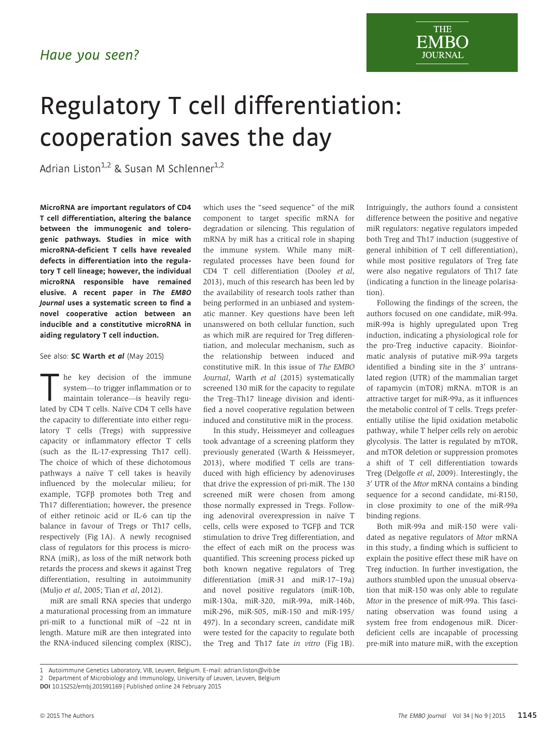*Have you seen?*

# Regulatory T cell differentiation: cooperation saves the day

Adrian Liston[1,2] & Susan M Schlenner[1,2]

**MicroRNA are important regulators of CD4 T cell differentiation, altering the balance between the immunogenic and tolerogenic pathways. Studies in mice with microRNA-deficient T cells have revealed defects in differentiation into the regulatory T cell lineage; however, the individual microRNA responsible have remained elusive. A recent paper in *The EMBO Journal* uses a systematic screen to find a novel cooperative action between an inducible and a constitutive microRNA in aiding regulatory T cell induction.**

See also: **SC Warth *et al*** (May 2015)

The key decision of the immune system—to trigger inflammation or to maintain tolerance—is heavily regulated by CD4 T cells. Naïve CD4 T cells have the capacity to differentiate into either regulatory T cells (Tregs) with suppressive capacity or inflammatory effector T cells (such as the IL-17-expressing Th17 cell). The choice of which of these dichotomous pathways a naïve T cell takes is heavily influenced by the molecular milieu; for example, TGFβ promotes both Treg and Th17 differentiation; however, the presence of either retinoic acid or IL-6 can tip the balance in favour of Tregs or Th17 cells, respectively (Fig 1A). A newly recognised class of regulators for this process is microRNA (miR), as loss of the miR network both retards the process and skews it against Treg differentiation, resulting in autoimmunity (Muljo *et al*, 2005; Tian *et al*, 2012).

miR are small RNA species that undergo a maturational processing from an immature pri-miR to a functional miR of ~22 nt in length. Mature miR are then integrated into the RNA-induced silencing complex (RISC), which uses the "seed sequence" of the miR component to target specific mRNA for degradation or silencing. This regulation of mRNA by miR has a critical role in shaping the immune system. While many miR-regulated processes have been found for CD4 T cell differentiation (Dooley *et al*, 2013), much of this research has been led by the availability of research tools rather than being performed in an unbiased and systematic manner. Key questions have been left unanswered on both cellular function, such as which miR are required for Treg differentiation, and molecular mechanism, such as the relationship between induced and constitutive miR. In this issue of *The EMBO Journal*, Warth *et al* (2015) systematically screened 130 miR for the capacity to regulate the Treg–Th17 lineage division and identified a novel cooperative regulation between induced and constitutive miR in the process.

In this study, Heissmeyer and colleagues took advantage of a screening platform they previously generated (Warth & Heissmeyer, 2013), where modified T cells are transduced with high efficiency by adenoviruses that drive the expression of pri-miR. The 130 screened miR were chosen from among those normally expressed in Tregs. Following adenoviral overexpression in naïve T cells, cells were exposed to TGFβ and TCR stimulation to drive Treg differentiation, and the effect of each miR on the process was quantified. This screening process picked up both known negative regulators of Treg differentiation (miR-31 and miR-17~19a) and novel positive regulators (miR-10b, miR-130a, miR-320, miR-99a, miR-146b, miR-296, miR-505, miR-150 and miR-195/497). In a secondary screen, candidate miR were tested for the capacity to regulate both the Treg and Th17 fate *in vitro* (Fig 1B). Intriguingly, the authors found a consistent difference between the positive and negative miR regulators: negative regulators impeded both Treg and Th17 induction (suggestive of general inhibition of T cell differentiation), while most positive regulators of Treg fate were also negative regulators of Th17 fate (indicating a function in the lineage polarisation).

Following the findings of the screen, the authors focused on one candidate, miR-99a. miR-99a is highly upregulated upon Treg induction, indicating a physiological role for the pro-Treg inductive capacity. Bioinformatic analysis of putative miR-99a targets identified a binding site in the 3′ untranslated region (UTR) of the mammalian target of rapamycin (mTOR) mRNA. mTOR is an attractive target for miR-99a, as it influences the metabolic control of T cells. Tregs preferentially utilise the lipid oxidation metabolic pathway, while T helper cells rely on aerobic glycolysis. The latter is regulated by mTOR, and mTOR deletion or suppression promotes a shift of T cell differentiation towards Treg (Delgoffe *et al*, 2009). Interestingly, the 3′ UTR of the *Mtor* mRNA contains a binding sequence for a second candidate, mi-R150, in close proximity to one of the miR-99a binding regions.

Both miR-99a and miR-150 were validated as negative regulators of *Mtor* mRNA in this study, a finding which is sufficient to explain the positive effect these miR have on Treg induction. In further investigation, the authors stumbled upon the unusual observation that miR-150 was only able to regulate *Mtor* in the presence of miR-99a. This fascinating observation was found using a system free from endogenous miR. Dicer-deficient cells are incapable of processing pre-miR into mature miR, with the exception

1 Autoimmune Genetics Laboratory, VIB, Leuven, Belgium. E-mail: adrian.liston@vib.be
2 Department of Microbiology and Immunology, University of Leuven, Leuven, Belgium
DOI 10.15252/embj.201591169 | Published online 24 February 2015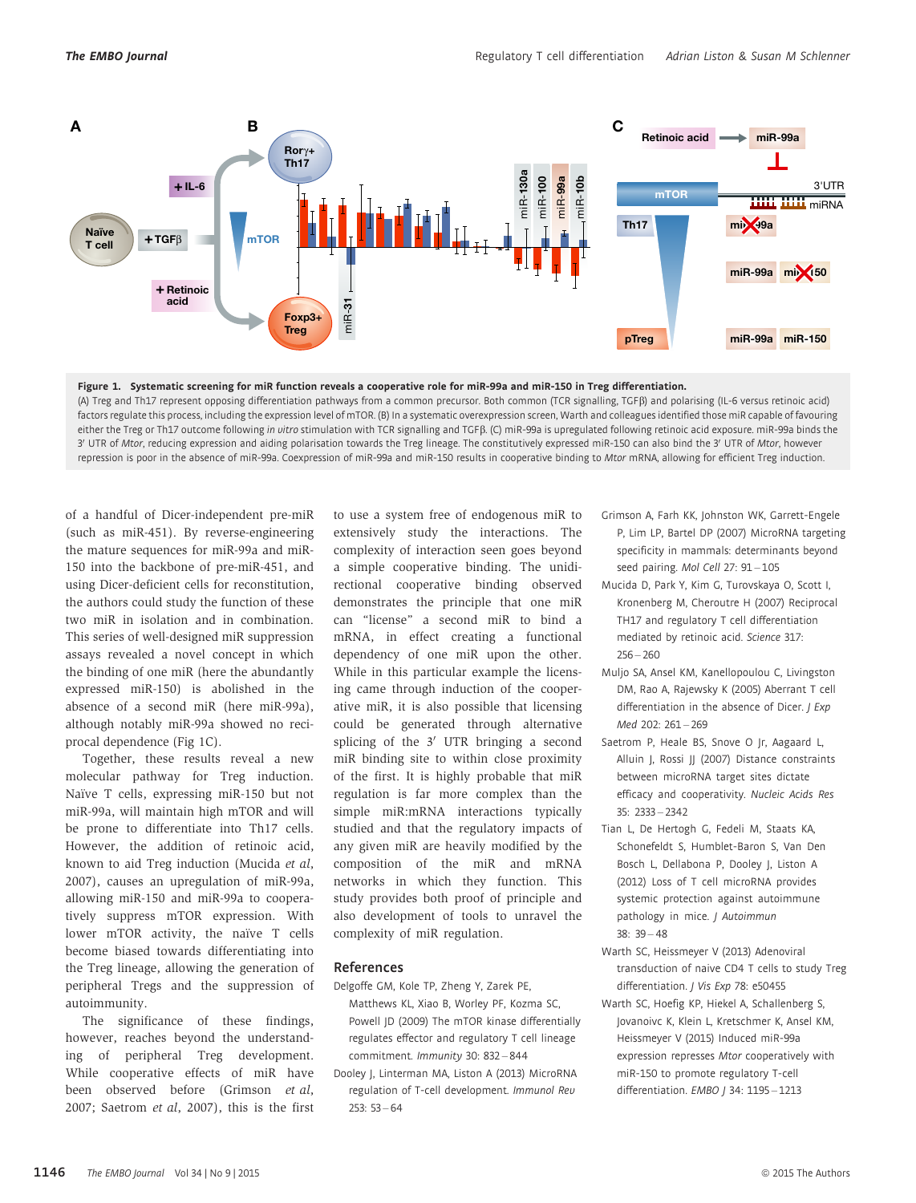A

B

C

Naïve T cell

+TGFβ

+IL-6

+Retinoic acid

mTOR

Rorγ+ Th17

Foxp3+ Treg

miR-31

miR-130a

miR-100

miR-99a

miR-10b

Retinoic acid

miR-99a

mTOR

3'UTR

miRNA

Th17

miR-99a

miR-99a

miR-150

pTreg

miR-99a

miR-150

**Figure 1. Systematic screening for miR function reveals a cooperative role for miR-99a and miR-150 in Treg differentiation.**

(A) Treg and Th17 represent opposing differentiation pathways from a common precursor. Both common (TCR signalling, TGFβ) and polarising (IL-6 versus retinoic acid) factors regulate this process, including the expression level of mTOR. (B) In a systematic overexpression screen, Warth and colleagues identified those miR capable of favouring either the Treg or Th17 outcome following *in vitro* stimulation with TCR signalling and TGFβ. (C) miR-99a is upregulated following retinoic acid exposure. miR-99a binds the 3′ UTR of *Mtor*, reducing expression and aiding polarisation towards the Treg lineage. The constitutively expressed miR-150 can also bind the 3′ UTR of *Mtor*, however repression is poor in the absence of miR-99a. Coexpression of miR-99a and miR-150 results in cooperative binding to *Mtor* mRNA, allowing for efficient Treg induction.

of a handful of Dicer-independent pre-miR (such as miR-451). By reverse-engineering the mature sequences for miR-99a and miR-150 into the backbone of pre-miR-451, and using Dicer-deficient cells for reconstitution, the authors could study the function of these two miR in isolation and in combination. This series of well-designed miR suppression assays revealed a novel concept in which the binding of one miR (here the abundantly expressed miR-150) is abolished in the absence of a second miR (here miR-99a), although notably miR-99a showed no reciprocal dependence (Fig 1C).

Together, these results reveal a new molecular pathway for Treg induction. Naïve T cells, expressing miR-150 but not miR-99a, will maintain high mTOR and will be prone to differentiate into Th17 cells. However, the addition of retinoic acid, known to aid Treg induction (Mucida *et al*, 2007), causes an upregulation of miR-99a, allowing miR-150 and miR-99a to cooperatively suppress mTOR expression. With lower mTOR activity, the naïve T cells become biased towards differentiating into the Treg lineage, allowing the generation of peripheral Tregs and the suppression of autoimmunity.

The significance of these findings, however, reaches beyond the understanding of peripheral Treg development. While cooperative effects of miR have been observed before (Grimson *et al*, 2007; Saetrom *et al*, 2007), this is the first to use a system free of endogenous miR to extensively study the interactions. The complexity of interaction seen goes beyond a simple cooperative binding. The unidirectional cooperative binding observed demonstrates the principle that one miR can "license" a second miR to bind a mRNA, in effect creating a functional dependency of one miR upon the other. While in this particular example the licensing came through induction of the cooperative miR, it is also possible that licensing could be generated through alternative splicing of the 3′ UTR bringing a second miR binding site to within close proximity of the first. It is highly probable that miR regulation is far more complex than the simple miR:mRNA interactions typically studied and that the regulatory impacts of any given miR are heavily modified by the composition of the miR and mRNA networks in which they function. This study provides both proof of principle and also development of tools to unravel the complexity of miR regulation.

## References

Delgoffe GM, Kole TP, Zheng Y, Zarek PE, Matthews KL, Xiao B, Worley PF, Kozma SC, Powell JD (2009) The mTOR kinase differentially regulates effector and regulatory T cell lineage commitment. *Immunity* 30: 832 – 844

Dooley J, Linterman MA, Liston A (2013) MicroRNA regulation of T-cell development. *Immunol Rev* 253: 53 – 64

Grimson A, Farh KK, Johnston WK, Garrett-Engele P, Lim LP, Bartel DP (2007) MicroRNA targeting specificity in mammals: determinants beyond seed pairing. *Mol Cell* 27: 91 – 105

Mucida D, Park Y, Kim G, Turovskaya O, Scott I, Kronenberg M, Cheroutre H (2007) Reciprocal TH17 and regulatory T cell differentiation mediated by retinoic acid. *Science* 317: 256 – 260

Muljo SA, Ansel KM, Kanellopoulou C, Livingston DM, Rao A, Rajewsky K (2005) Aberrant T cell differentiation in the absence of Dicer. *J Exp Med* 202: 261 – 269

Saetrom P, Heale BS, Snove O Jr, Aagaard L, Alluin J, Rossi JJ (2007) Distance constraints between microRNA target sites dictate efficacy and cooperativity. *Nucleic Acids Res* 35: 2333 – 2342

Tian L, De Hertogh G, Fedeli M, Staats KA, Schonefeldt S, Humblet-Baron S, Van Den Bosch L, Dellabona P, Dooley J, Liston A (2012) Loss of T cell microRNA provides systemic protection against autoimmune pathology in mice. *J Autoimmun* 38: 39 – 48

Warth SC, Heissmeyer V (2013) Adenoviral transduction of naive CD4 T cells to study Treg differentiation. *J Vis Exp* 78: e50455

Warth SC, Hoefig KP, Hiekel A, Schallenberg S, Jovanoivc K, Klein L, Kretschmer K, Ansel KM, Heissmeyer V (2015) Induced miR-99a expression represses *Mtor* cooperatively with miR-150 to promote regulatory T-cell differentiation. *EMBO J* 34: 1195 – 1213